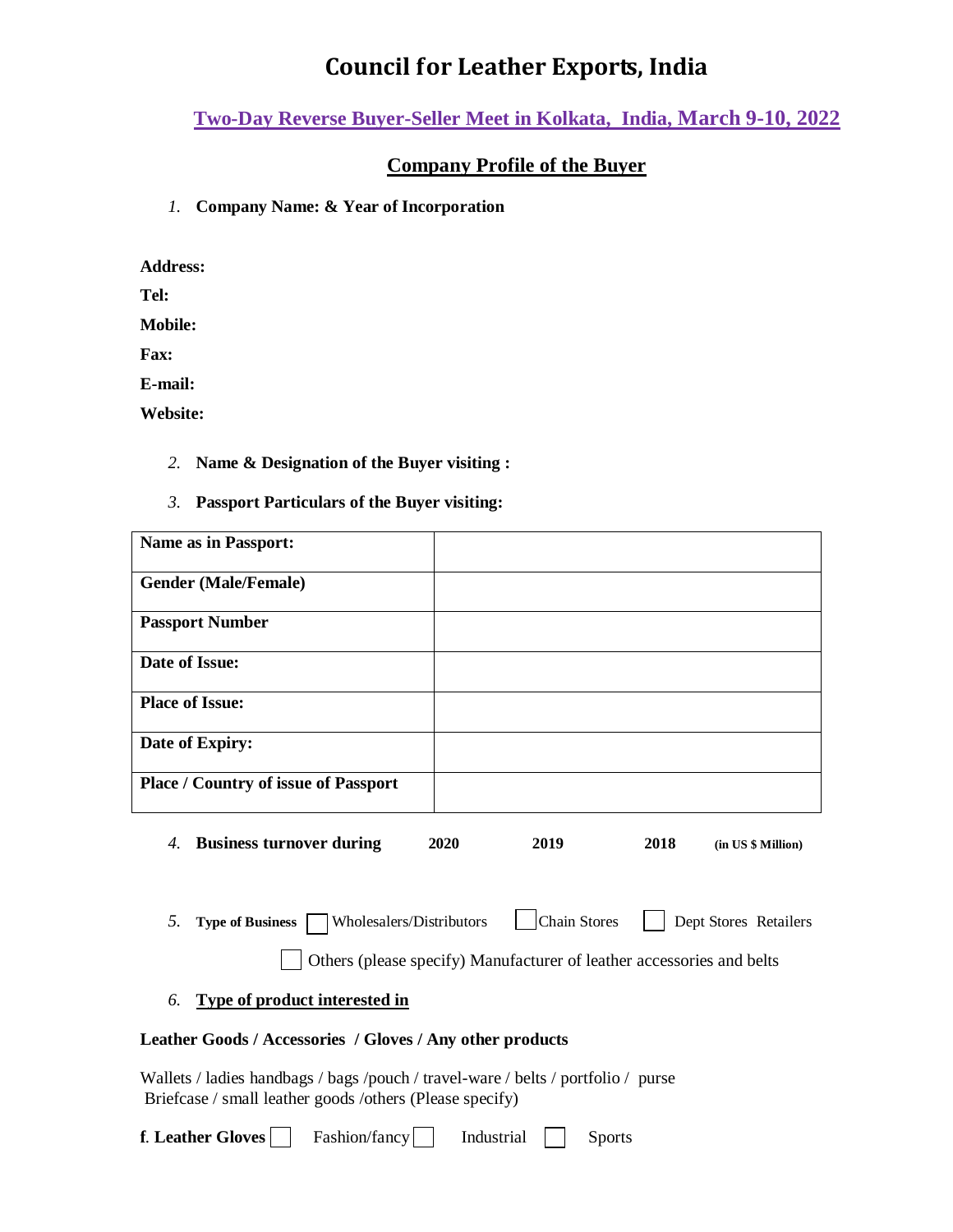# Council for Leather Exports, India

## Two-Day Reverse Buyer-Seller Meet in Kolkata, India, March 9-10, 2022

## Company Profile of the Buyer

1. **Company Name: & Year of Incorporation**

**Address:**

**Tel:**

**Mobile:**

**Fax:**

**E-mail:**

**Website:**

2. **Name & Designation of the Buyer visiting :**

3. **Passport Particulars of the Buyer visiting:**

| | |
|---|---|
| **Name as in Passport:** | |
| **Gender (Male/Female)** | |
| **Passport Number** | |
| **Date of Issue:** | |
| **Place of Issue:** | |
| **Date of Expiry:** | |
| **Place / Country of issue of Passport** | |

4. **Business turnover during** **2020** **2019** **2018** **(in US $ Million)**

5. **Type of Business** ☐ Wholesalers/Distributors ☐ Chain Stores ☐ Dept Stores Retailers

☐ Others (please specify) Manufacturer of leather accessories and belts

6. **Type of product interested in**

**Leather Goods / Accessories / Gloves / Any other products**

Wallets / ladies handbags / bags /pouch / travel-ware / belts / portfolio / purse
Briefcase / small leather goods /others (Please specify)

**f. Leather Gloves** ☐ Fashion/fancy ☐ Industrial ☐ Sports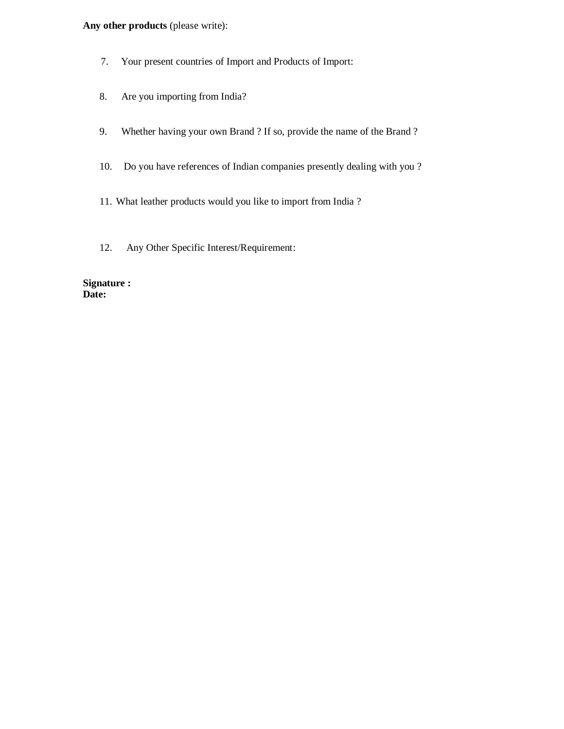**Any other products** (please write):

7. Your present countries of Import and Products of Import:

8. Are you importing from India?

9. Whether having your own Brand ? If so, provide the name of the Brand ?

10. Do you have references of Indian companies presently dealing with you ?

11. What leather products would you like to import from India ?

12. Any Other Specific Interest/Requirement:

**Signature :**
**Date:**